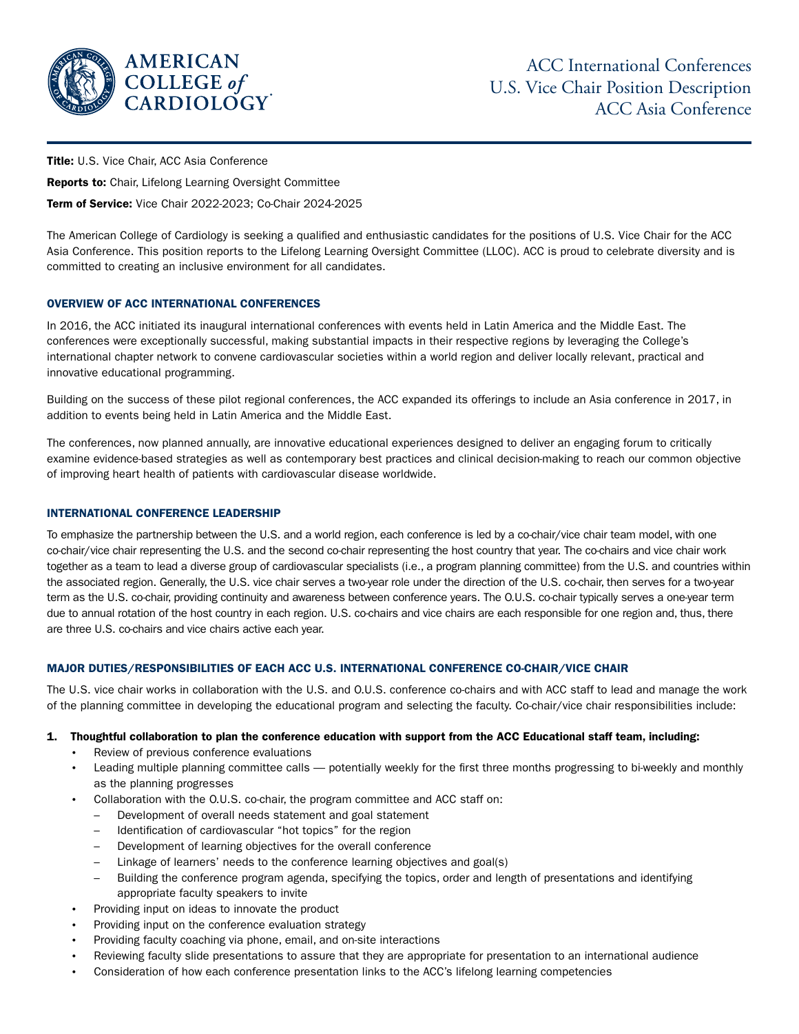# ACC International Conferences
# U.S. Vice Chair Position Description
# ACC Asia Conference

**Title:** U.S. Vice Chair, ACC Asia Conference

**Reports to:** Chair, Lifelong Learning Oversight Committee

**Term of Service:** Vice Chair 2022-2023; Co-Chair 2024-2025

The American College of Cardiology is seeking a qualified and enthusiastic candidates for the positions of U.S. Vice Chair for the ACC Asia Conference. This position reports to the Lifelong Learning Oversight Committee (LLOC). ACC is proud to celebrate diversity and is committed to creating an inclusive environment for all candidates.

## OVERVIEW OF ACC INTERNATIONAL CONFERENCES

In 2016, the ACC initiated its inaugural international conferences with events held in Latin America and the Middle East. The conferences were exceptionally successful, making substantial impacts in their respective regions by leveraging the College's international chapter network to convene cardiovascular societies within a world region and deliver locally relevant, practical and innovative educational programming.

Building on the success of these pilot regional conferences, the ACC expanded its offerings to include an Asia conference in 2017, in addition to events being held in Latin America and the Middle East.

The conferences, now planned annually, are innovative educational experiences designed to deliver an engaging forum to critically examine evidence-based strategies as well as contemporary best practices and clinical decision-making to reach our common objective of improving heart health of patients with cardiovascular disease worldwide.

## INTERNATIONAL CONFERENCE LEADERSHIP

To emphasize the partnership between the U.S. and a world region, each conference is led by a co-chair/vice chair team model, with one co-chair/vice chair representing the U.S. and the second co-chair representing the host country that year. The co-chairs and vice chair work together as a team to lead a diverse group of cardiovascular specialists (i.e., a program planning committee) from the U.S. and countries within the associated region. Generally, the U.S. vice chair serves a two-year role under the direction of the U.S. co-chair, then serves for a two-year term as the U.S. co-chair, providing continuity and awareness between conference years. The O.U.S. co-chair typically serves a one-year term due to annual rotation of the host country in each region. U.S. co-chairs and vice chairs are each responsible for one region and, thus, there are three U.S. co-chairs and vice chairs active each year.

## MAJOR DUTIES/RESPONSIBILITIES OF EACH ACC U.S. INTERNATIONAL CONFERENCE CO-CHAIR/VICE CHAIR

The U.S. vice chair works in collaboration with the U.S. and O.U.S. conference co-chairs and with ACC staff to lead and manage the work of the planning committee in developing the educational program and selecting the faculty. Co-chair/vice chair responsibilities include:

1. **Thoughtful collaboration to plan the conference education with support from the ACC Educational staff team, including:**
   - Review of previous conference evaluations
   - Leading multiple planning committee calls — potentially weekly for the first three months progressing to bi-weekly and monthly as the planning progresses
   - Collaboration with the O.U.S. co-chair, the program committee and ACC staff on:
     - Development of overall needs statement and goal statement
     - Identification of cardiovascular "hot topics" for the region
     - Development of learning objectives for the overall conference
     - Linkage of learners' needs to the conference learning objectives and goal(s)
     - Building the conference program agenda, specifying the topics, order and length of presentations and identifying appropriate faculty speakers to invite
   - Providing input on ideas to innovate the product
   - Providing input on the conference evaluation strategy
   - Providing faculty coaching via phone, email, and on-site interactions
   - Reviewing faculty slide presentations to assure that they are appropriate for presentation to an international audience
   - Consideration of how each conference presentation links to the ACC's lifelong learning competencies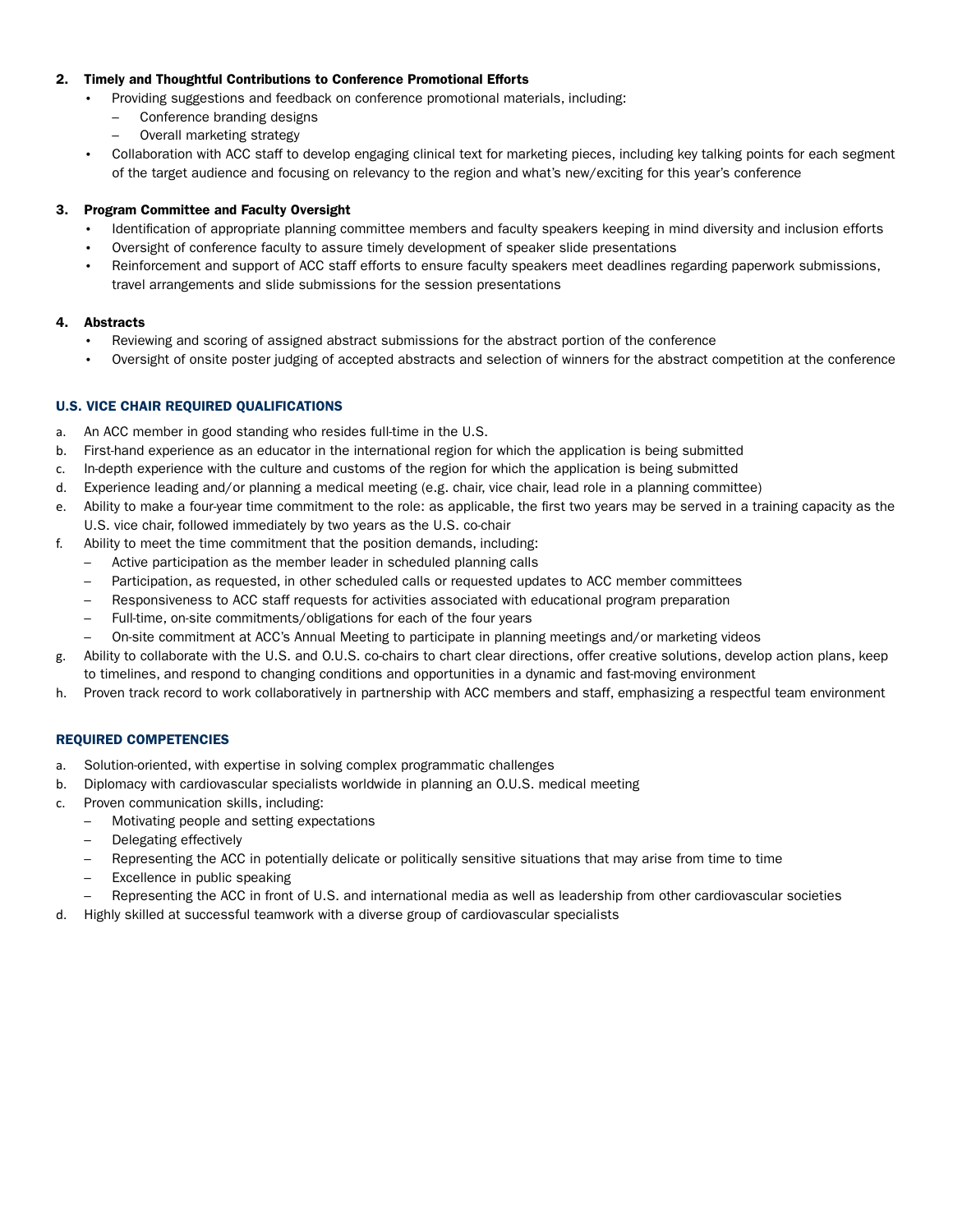**2. Timely and Thoughtful Contributions to Conference Promotional Efforts**

- Providing suggestions and feedback on conference promotional materials, including:
  - Conference branding designs
  - Overall marketing strategy
- Collaboration with ACC staff to develop engaging clinical text for marketing pieces, including key talking points for each segment of the target audience and focusing on relevancy to the region and what's new/exciting for this year's conference

**3. Program Committee and Faculty Oversight**

- Identification of appropriate planning committee members and faculty speakers keeping in mind diversity and inclusion efforts
- Oversight of conference faculty to assure timely development of speaker slide presentations
- Reinforcement and support of ACC staff efforts to ensure faculty speakers meet deadlines regarding paperwork submissions, travel arrangements and slide submissions for the session presentations

**4. Abstracts**

- Reviewing and scoring of assigned abstract submissions for the abstract portion of the conference
- Oversight of onsite poster judging of accepted abstracts and selection of winners for the abstract competition at the conference

## U.S. VICE CHAIR REQUIRED QUALIFICATIONS

a. An ACC member in good standing who resides full-time in the U.S.

b. First-hand experience as an educator in the international region for which the application is being submitted

c. In-depth experience with the culture and customs of the region for which the application is being submitted

d. Experience leading and/or planning a medical meeting (e.g. chair, vice chair, lead role in a planning committee)

e. Ability to make a four-year time commitment to the role: as applicable, the first two years may be served in a training capacity as the U.S. vice chair, followed immediately by two years as the U.S. co-chair

f. Ability to meet the time commitment that the position demands, including:
  - Active participation as the member leader in scheduled planning calls
  - Participation, as requested, in other scheduled calls or requested updates to ACC member committees
  - Responsiveness to ACC staff requests for activities associated with educational program preparation
  - Full-time, on-site commitments/obligations for each of the four years
  - On-site commitment at ACC's Annual Meeting to participate in planning meetings and/or marketing videos

g. Ability to collaborate with the U.S. and O.U.S. co-chairs to chart clear directions, offer creative solutions, develop action plans, keep to timelines, and respond to changing conditions and opportunities in a dynamic and fast-moving environment

h. Proven track record to work collaboratively in partnership with ACC members and staff, emphasizing a respectful team environment

## REQUIRED COMPETENCIES

a. Solution-oriented, with expertise in solving complex programmatic challenges

b. Diplomacy with cardiovascular specialists worldwide in planning an O.U.S. medical meeting

c. Proven communication skills, including:
  - Motivating people and setting expectations
  - Delegating effectively
  - Representing the ACC in potentially delicate or politically sensitive situations that may arise from time to time
  - Excellence in public speaking
  - Representing the ACC in front of U.S. and international media as well as leadership from other cardiovascular societies

d. Highly skilled at successful teamwork with a diverse group of cardiovascular specialists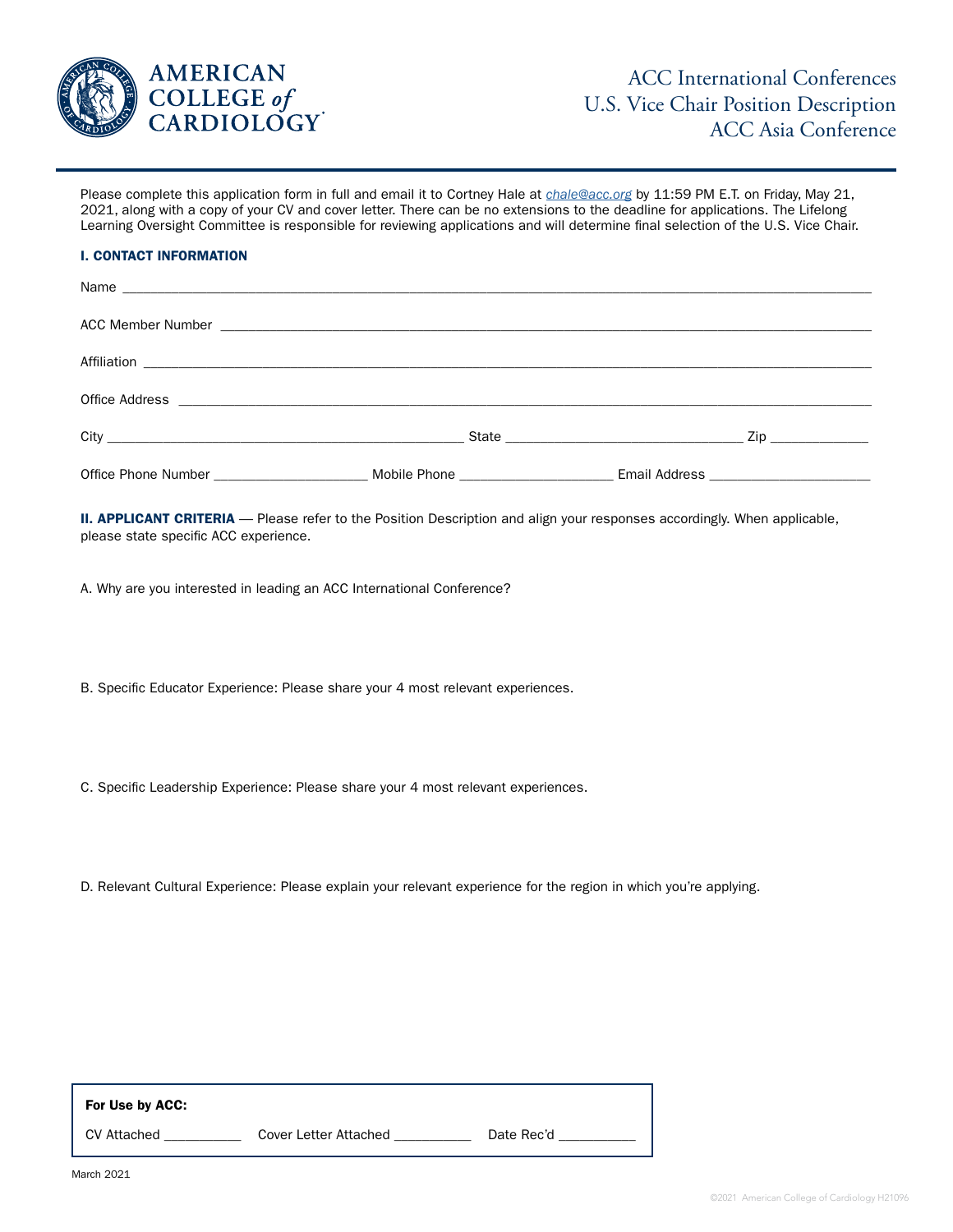# ACC International Conferences
## U.S. Vice Chair Position Description
## ACC Asia Conference

Please complete this application form in full and email it to Cortney Hale at *chale@acc.org* by 11:59 PM E.T. on Friday, May 21, 2021, along with a copy of your CV and cover letter. There can be no extensions to the deadline for applications. The Lifelong Learning Oversight Committee is responsible for reviewing applications and will determine final selection of the U.S. Vice Chair.

### I. CONTACT INFORMATION

Name ______________________________________________

ACC Member Number ______________________________________________

Affiliation ______________________________________________

Office Address ______________________________________________

City ______________________ State ______________________ Zip __________

Office Phone Number ________________ Mobile Phone ________________ Email Address ________________

**II. APPLICANT CRITERIA** — Please refer to the Position Description and align your responses accordingly. When applicable, please state specific ACC experience.

A. Why are you interested in leading an ACC International Conference?

B. Specific Educator Experience: Please share your 4 most relevant experiences.

C. Specific Leadership Experience: Please share your 4 most relevant experiences.

D. Relevant Cultural Experience: Please explain your relevant experience for the region in which you're applying.

**For Use by ACC:**

CV Attached __________ Cover Letter Attached __________ Date Rec'd __________

March 2021

©2021 American College of Cardiology H21096